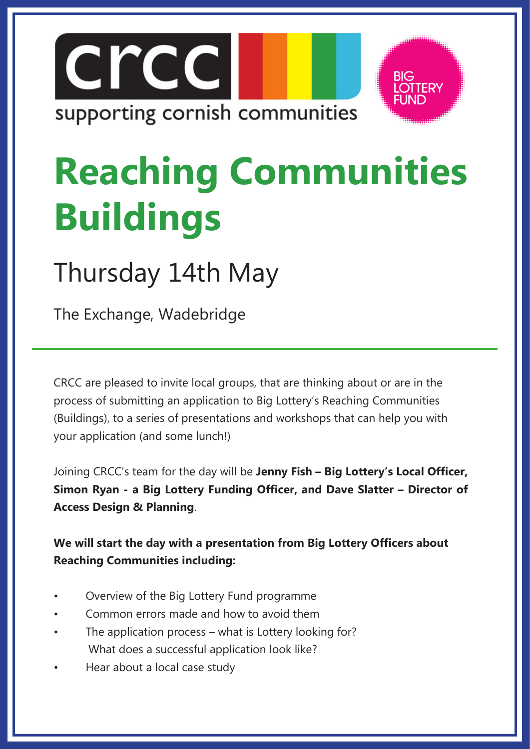crcc supporting cornish communities

BIG LOTTERY FUND

# Reaching Communities Buildings

## Thursday 14th May

The Exchange, Wadebridge

---

CRCC are pleased to invite local groups, that are thinking about or are in the process of submitting an application to Big Lottery's Reaching Communities (Buildings), to a series of presentations and workshops that can help you with your application (and some lunch!)

Joining CRCC's team for the day will be **Jenny Fish – Big Lottery's Local Officer, Simon Ryan - a Big Lottery Funding Officer, and Dave Slatter – Director of Access Design & Planning**.

**We will start the day with a presentation from Big Lottery Officers about Reaching Communities including:**

- Overview of the Big Lottery Fund programme
- Common errors made and how to avoid them
- The application process – what is Lottery looking for? What does a successful application look like?
- Hear about a local case study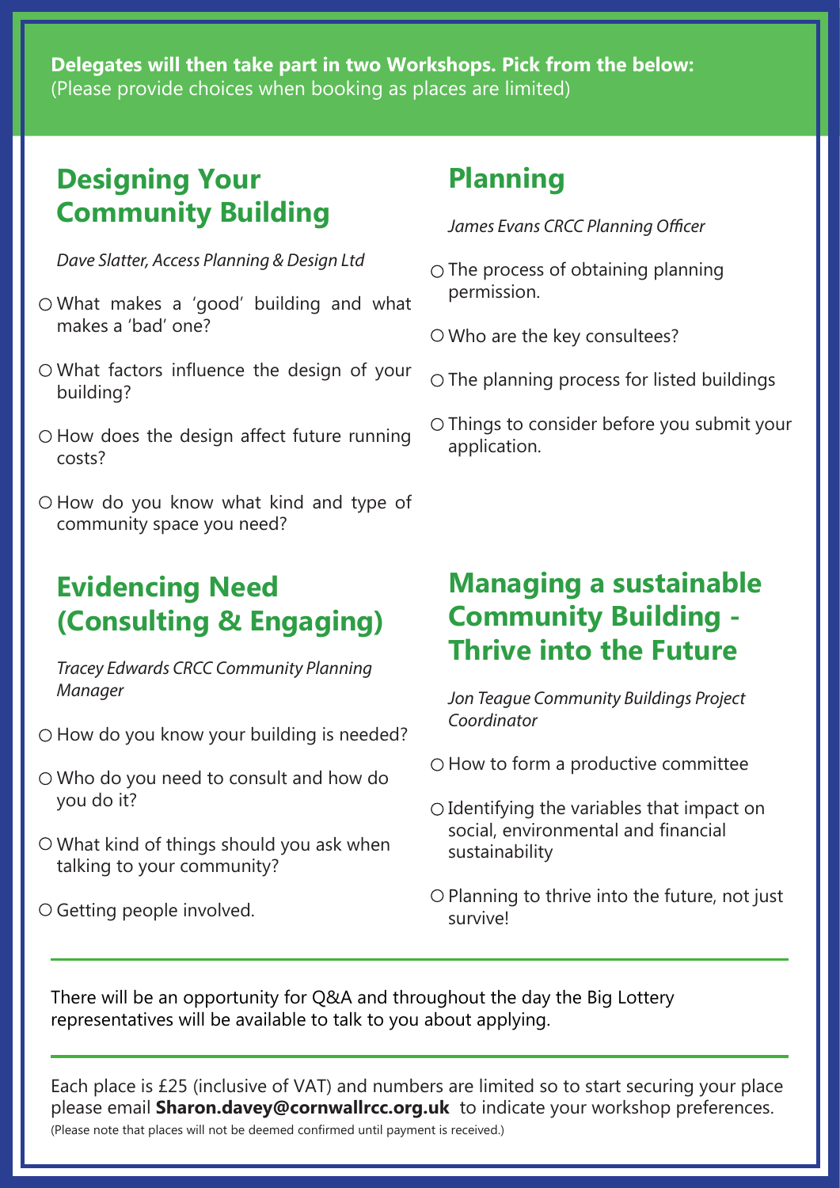**Delegates will then take part in two Workshops. Pick from the below:**
(Please provide choices when booking as places are limited)

## Designing Your Community Building

*Dave Slatter, Access Planning & Design Ltd*

- What makes a 'good' building and what makes a 'bad' one?
- What factors influence the design of your building?
- How does the design affect future running costs?
- How do you know what kind and type of community space you need?

## Planning

*James Evans CRCC Planning Officer*

- The process of obtaining planning permission.
- Who are the key consultees?
- The planning process for listed buildings
- Things to consider before you submit your application.

## Evidencing Need (Consulting & Engaging)

*Tracey Edwards CRCC Community Planning Manager*

- How do you know your building is needed?
- Who do you need to consult and how do you do it?
- What kind of things should you ask when talking to your community?
- Getting people involved.

## Managing a sustainable Community Building - Thrive into the Future

*Jon Teague Community Buildings Project Coordinator*

- How to form a productive committee
- Identifying the variables that impact on social, environmental and financial sustainability
- Planning to thrive into the future, not just survive!

---

There will be an opportunity for Q&A and throughout the day the Big Lottery representatives will be available to talk to you about applying.

---

Each place is £25 (inclusive of VAT) and numbers are limited so to start securing your place please email **Sharon.davey@cornwallrcc.org.uk** to indicate your workshop preferences.
(Please note that places will not be deemed confirmed until payment is received.)